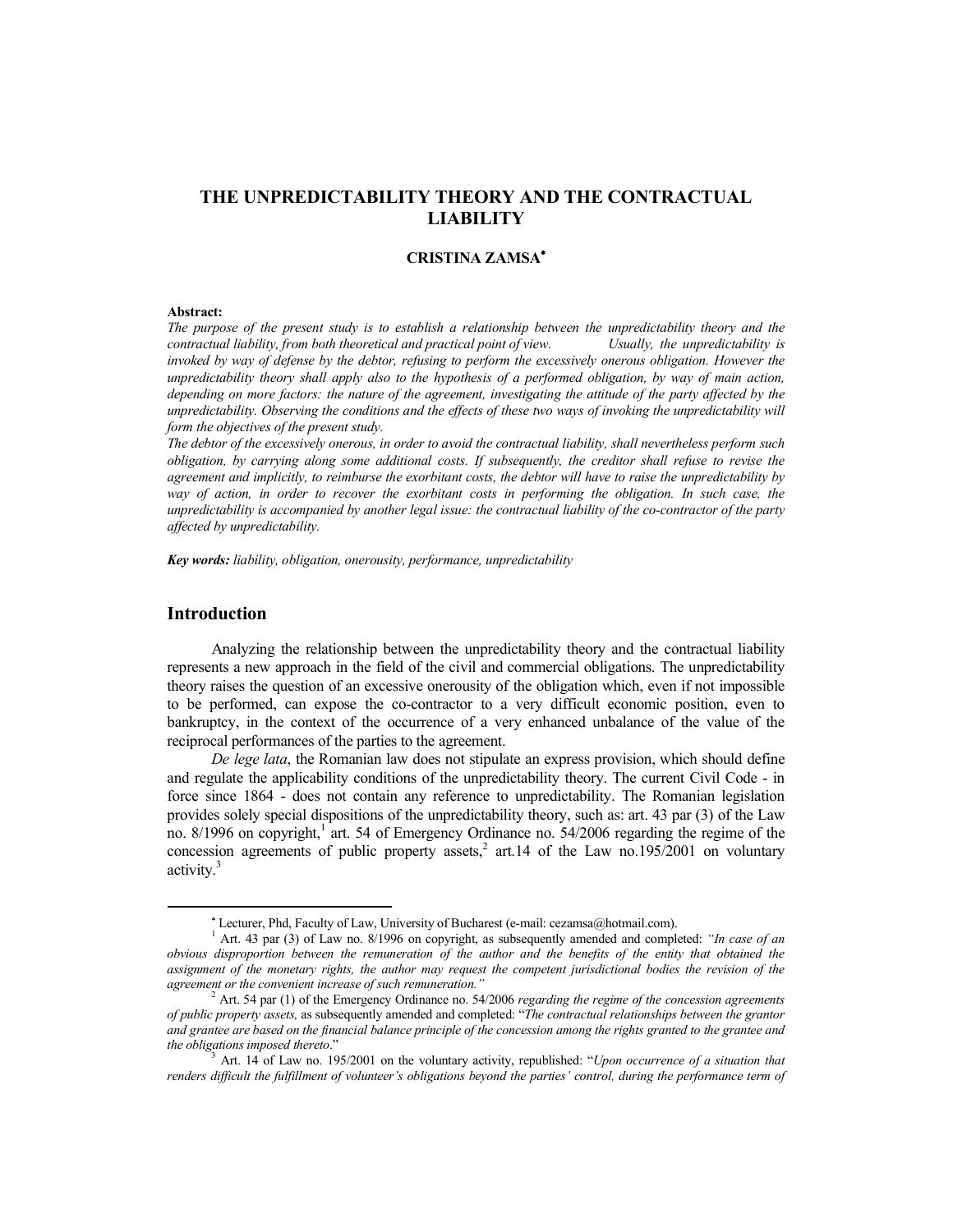# THE UNPREDICTABILITY THEORY AND THE CONTRACTUAL LIABILITY

**CRISTINA ZAMSA**[*]

**Abstract:**
*The purpose of the present study is to establish a relationship between the unpredictability theory and the contractual liability, from both theoretical and practical point of view. Usually, the unpredictability is invoked by way of defense by the debtor, refusing to perform the excessively onerous obligation. However the unpredictability theory shall apply also to the hypothesis of a performed obligation, by way of main action, depending on more factors: the nature of the agreement, investigating the attitude of the party affected by the unpredictability. Observing the conditions and the effects of these two ways of invoking the unpredictability will form the objectives of the present study.*
*The debtor of the excessively onerous, in order to avoid the contractual liability, shall nevertheless perform such obligation, by carrying along some additional costs. If subsequently, the creditor shall refuse to revise the agreement and implicitly, to reimburse the exorbitant costs, the debtor will have to raise the unpredictability by way of action, in order to recover the exorbitant costs in performing the obligation. In such case, the unpredictability is accompanied by another legal issue: the contractual liability of the co-contractor of the party affected by unpredictability.*

***Key words:*** *liability, obligation, onerousity, performance, unpredictability*

## Introduction

Analyzing the relationship between the unpredictability theory and the contractual liability represents a new approach in the field of the civil and commercial obligations. The unpredictability theory raises the question of an excessive onerousity of the obligation which, even if not impossible to be performed, can expose the co-contractor to a very difficult economic position, even to bankruptcy, in the context of the occurrence of a very enhanced unbalance of the value of the reciprocal performances of the parties to the agreement.

*De lege lata*, the Romanian law does not stipulate an express provision, which should define and regulate the applicability conditions of the unpredictability theory. The current Civil Code - in force since 1864 - does not contain any reference to unpredictability. The Romanian legislation provides solely special dispositions of the unpredictability theory, such as: art. 43 par (3) of the Law no. 8/1996 on copyright,[1] art. 54 of Emergency Ordinance no. 54/2006 regarding the regime of the concession agreements of public property assets,[2] art.14 of the Law no.195/2001 on voluntary activity.[3]

---

[*] Lecturer, Phd, Faculty of Law, University of Bucharest (e-mail: cezamsa@hotmail.com).

[1] Art. 43 par (3) of Law no. 8/1996 on copyright, as subsequently amended and completed: *"In case of an obvious disproportion between the remuneration of the author and the benefits of the entity that obtained the assignment of the monetary rights, the author may request the competent jurisdictional bodies the revision of the agreement or the convenient increase of such remuneration."*

[2] Art. 54 par (1) of the Emergency Ordinance no. 54/2006 *regarding the regime of the concession agreements of public property assets,* as subsequently amended and completed: "*The contractual relationships between the grantor and grantee are based on the financial balance principle of the concession among the rights granted to the grantee and the obligations imposed thereto*."

[3] Art. 14 of Law no. 195/2001 on the voluntary activity, republished: "*Upon occurrence of a situation that renders difficult the fulfillment of volunteer's obligations beyond the parties' control, during the performance term of*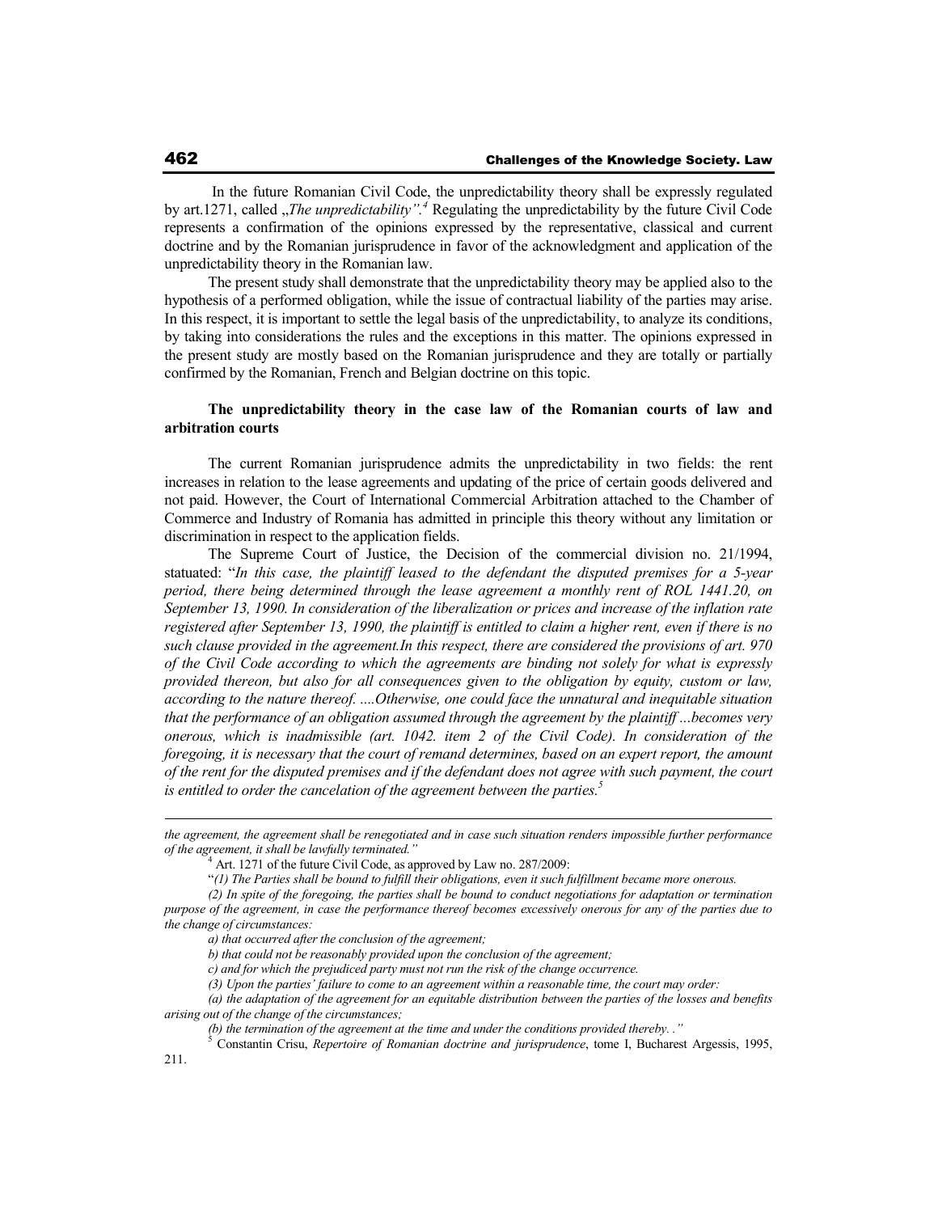In the future Romanian Civil Code, the unpredictability theory shall be expressly regulated by art.1271, called „*The unpredictability"*.[4] Regulating the unpredictability by the future Civil Code represents a confirmation of the opinions expressed by the representative, classical and current doctrine and by the Romanian jurisprudence in favor of the acknowledgment and application of the unpredictability theory in the Romanian law.

The present study shall demonstrate that the unpredictability theory may be applied also to the hypothesis of a performed obligation, while the issue of contractual liability of the parties may arise. In this respect, it is important to settle the legal basis of the unpredictability, to analyze its conditions, by taking into considerations the rules and the exceptions in this matter. The opinions expressed in the present study are mostly based on the Romanian jurisprudence and they are totally or partially confirmed by the Romanian, French and Belgian doctrine on this topic.

**The unpredictability theory in the case law of the Romanian courts of law and arbitration courts**

The current Romanian jurisprudence admits the unpredictability in two fields: the rent increases in relation to the lease agreements and updating of the price of certain goods delivered and not paid. However, the Court of International Commercial Arbitration attached to the Chamber of Commerce and Industry of Romania has admitted in principle this theory without any limitation or discrimination in respect to the application fields.

The Supreme Court of Justice, the Decision of the commercial division no. 21/1994, statuated: "*In this case, the plaintiff leased to the defendant the disputed premises for a 5-year period, there being determined through the lease agreement a monthly rent of ROL 1441.20, on September 13, 1990. In consideration of the liberalization or prices and increase of the inflation rate registered after September 13, 1990, the plaintiff is entitled to claim a higher rent, even if there is no such clause provided in the agreement.In this respect, there are considered the provisions of art. 970 of the Civil Code according to which the agreements are binding not solely for what is expressly provided thereon, but also for all consequences given to the obligation by equity, custom or law, according to the nature thereof. ....Otherwise, one could face the unnatural and inequitable situation that the performance of an obligation assumed through the agreement by the plaintiff ...becomes very onerous, which is inadmissible (art. 1042. item 2 of the Civil Code). In consideration of the foregoing, it is necessary that the court of remand determines, based on an expert report, the amount of the rent for the disputed premises and if the defendant does not agree with such payment, the court is entitled to order the cancelation of the agreement between the parties.*[5]

---

*the agreement, the agreement shall be renegotiated and in case such situation renders impossible further performance of the agreement, it shall be lawfully terminated."*

[4] Art. 1271 of the future Civil Code, as approved by Law no. 287/2009:

"*(1) The Parties shall be bound to fulfill their obligations, even it such fulfillment became more onerous.*

*(2) In spite of the foregoing, the parties shall be bound to conduct negotiations for adaptation or termination purpose of the agreement, in case the performance thereof becomes excessively onerous for any of the parties due to the change of circumstances:*

*a) that occurred after the conclusion of the agreement;*

*b) that could not be reasonably provided upon the conclusion of the agreement;*

*c) and for which the prejudiced party must not run the risk of the change occurrence.*

*(3) Upon the parties' failure to come to an agreement within a reasonable time, the court may order:*

*(a) the adaptation of the agreement for an equitable distribution between the parties of the losses and benefits arising out of the change of the circumstances;*

*(b) the termination of the agreement at the time and under the conditions provided thereby. ."*

[5] Constantin Crisu, *Repertoire of Romanian doctrine and jurisprudence*, tome I, Bucharest Argessis, 1995, 211.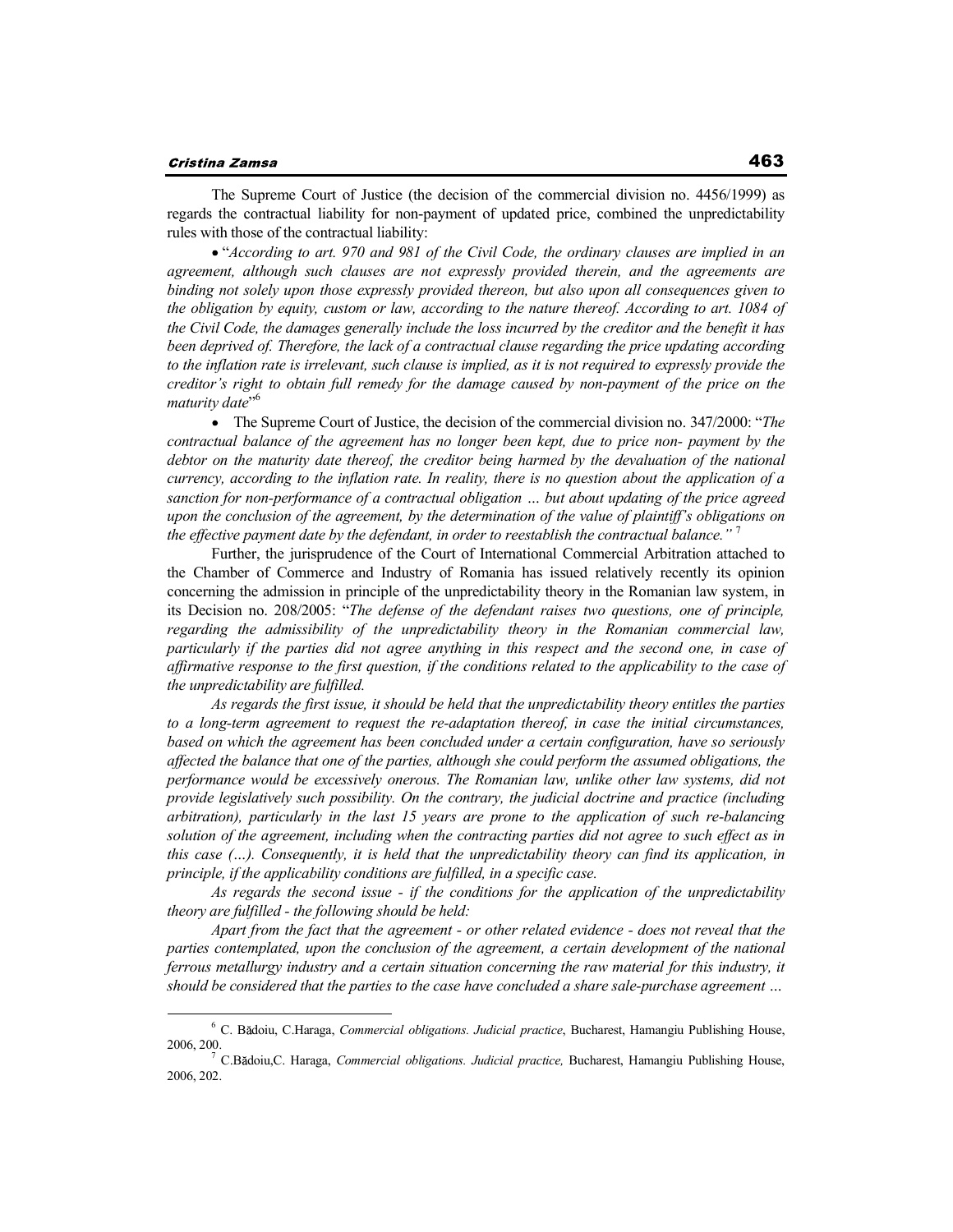The Supreme Court of Justice (the decision of the commercial division no. 4456/1999) as regards the contractual liability for non-payment of updated price, combined the unpredictability rules with those of the contractual liability:

- "*According to art. 970 and 981 of the Civil Code, the ordinary clauses are implied in an agreement, although such clauses are not expressly provided therein, and the agreements are binding not solely upon those expressly provided thereon, but also upon all consequences given to the obligation by equity, custom or law, according to the nature thereof. According to art. 1084 of the Civil Code, the damages generally include the loss incurred by the creditor and the benefit it has been deprived of. Therefore, the lack of a contractual clause regarding the price updating according to the inflation rate is irrelevant, such clause is implied, as it is not required to expressly provide the creditor's right to obtain full remedy for the damage caused by non-payment of the price on the maturity date*"[6]

- The Supreme Court of Justice, the decision of the commercial division no. 347/2000: "*The contractual balance of the agreement has no longer been kept, due to price non- payment by the debtor on the maturity date thereof, the creditor being harmed by the devaluation of the national currency, according to the inflation rate. In reality, there is no question about the application of a sanction for non-performance of a contractual obligation … but about updating of the price agreed upon the conclusion of the agreement, by the determination of the value of plaintiff's obligations on the effective payment date by the defendant, in order to reestablish the contractual balance.*"[7]

Further, the jurisprudence of the Court of International Commercial Arbitration attached to the Chamber of Commerce and Industry of Romania has issued relatively recently its opinion concerning the admission in principle of the unpredictability theory in the Romanian law system, in its Decision no. 208/2005: "*The defense of the defendant raises two questions, one of principle, regarding the admissibility of the unpredictability theory in the Romanian commercial law, particularly if the parties did not agree anything in this respect and the second one, in case of affirmative response to the first question, if the conditions related to the applicability to the case of the unpredictability are fulfilled.*

*As regards the first issue, it should be held that the unpredictability theory entitles the parties to a long-term agreement to request the re-adaptation thereof, in case the initial circumstances, based on which the agreement has been concluded under a certain configuration, have so seriously affected the balance that one of the parties, although she could perform the assumed obligations, the performance would be excessively onerous. The Romanian law, unlike other law systems, did not provide legislatively such possibility. On the contrary, the judicial doctrine and practice (including arbitration), particularly in the last 15 years are prone to the application of such re-balancing solution of the agreement, including when the contracting parties did not agree to such effect as in this case (…). Consequently, it is held that the unpredictability theory can find its application, in principle, if the applicability conditions are fulfilled, in a specific case.*

*As regards the second issue - if the conditions for the application of the unpredictability theory are fulfilled - the following should be held:*

*Apart from the fact that the agreement - or other related evidence - does not reveal that the parties contemplated, upon the conclusion of the agreement, a certain development of the national ferrous metallurgy industry and a certain situation concerning the raw material for this industry, it should be considered that the parties to the case have concluded a share sale-purchase agreement …*

---

[6] C. Bădoiu, C.Haraga, *Commercial obligations. Judicial practice*, Bucharest, Hamangiu Publishing House, 2006, 200.

[7] C.Bădoiu,C. Haraga, *Commercial obligations. Judicial practice,* Bucharest, Hamangiu Publishing House, 2006, 202.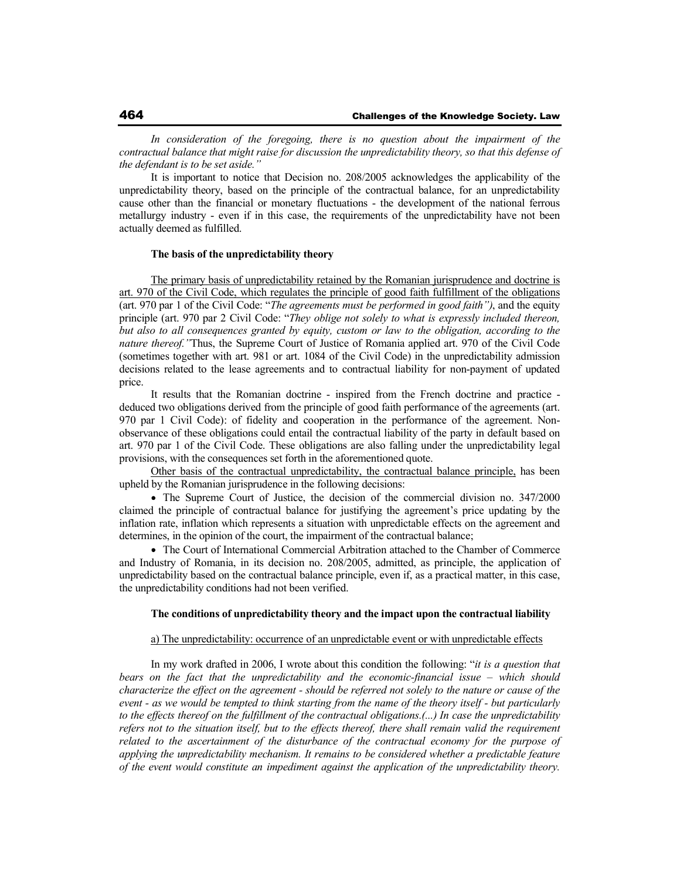*In consideration of the foregoing, there is no question about the impairment of the contractual balance that might raise for discussion the unpredictability theory, so that this defense of the defendant is to be set aside."*

It is important to notice that Decision no. 208/2005 acknowledges the applicability of the unpredictability theory, based on the principle of the contractual balance, for an unpredictability cause other than the financial or monetary fluctuations - the development of the national ferrous metallurgy industry - even if in this case, the requirements of the unpredictability have not been actually deemed as fulfilled.

### The basis of the unpredictability theory

The primary basis of unpredictability retained by the Romanian jurisprudence and doctrine is art. 970 of the Civil Code, which regulates the principle of good faith fulfillment of the obligations (art. 970 par 1 of the Civil Code: "*The agreements must be performed in good faith")*, and the equity principle (art. 970 par 2 Civil Code: "*They oblige not solely to what is expressly included thereon, but also to all consequences granted by equity, custom or law to the obligation, according to the nature thereof."* Thus, the Supreme Court of Justice of Romania applied art. 970 of the Civil Code (sometimes together with art. 981 or art. 1084 of the Civil Code) in the unpredictability admission decisions related to the lease agreements and to contractual liability for non-payment of updated price.

It results that the Romanian doctrine - inspired from the French doctrine and practice - deduced two obligations derived from the principle of good faith performance of the agreements (art. 970 par 1 Civil Code): of fidelity and cooperation in the performance of the agreement. Non-observance of these obligations could entail the contractual liability of the party in default based on art. 970 par 1 of the Civil Code. These obligations are also falling under the unpredictability legal provisions, with the consequences set forth in the aforementioned quote.

Other basis of the contractual unpredictability, the contractual balance principle, has been upheld by the Romanian jurisprudence in the following decisions:

- The Supreme Court of Justice, the decision of the commercial division no. 347/2000 claimed the principle of contractual balance for justifying the agreement's price updating by the inflation rate, inflation which represents a situation with unpredictable effects on the agreement and determines, in the opinion of the court, the impairment of the contractual balance;
- The Court of International Commercial Arbitration attached to the Chamber of Commerce and Industry of Romania, in its decision no. 208/2005, admitted, as principle, the application of unpredictability based on the contractual balance principle, even if, as a practical matter, in this case, the unpredictability conditions had not been verified.

### The conditions of unpredictability theory and the impact upon the contractual liability

a) The unpredictability: occurrence of an unpredictable event or with unpredictable effects

In my work drafted in 2006, I wrote about this condition the following: "*it is a question that bears on the fact that the unpredictability and the economic-financial issue – which should characterize the effect on the agreement - should be referred not solely to the nature or cause of the event - as we would be tempted to think starting from the name of the theory itself - but particularly to the effects thereof on the fulfillment of the contractual obligations.(...) In case the unpredictability refers not to the situation itself, but to the effects thereof, there shall remain valid the requirement related to the ascertainment of the disturbance of the contractual economy for the purpose of applying the unpredictability mechanism. It remains to be considered whether a predictable feature of the event would constitute an impediment against the application of the unpredictability theory.*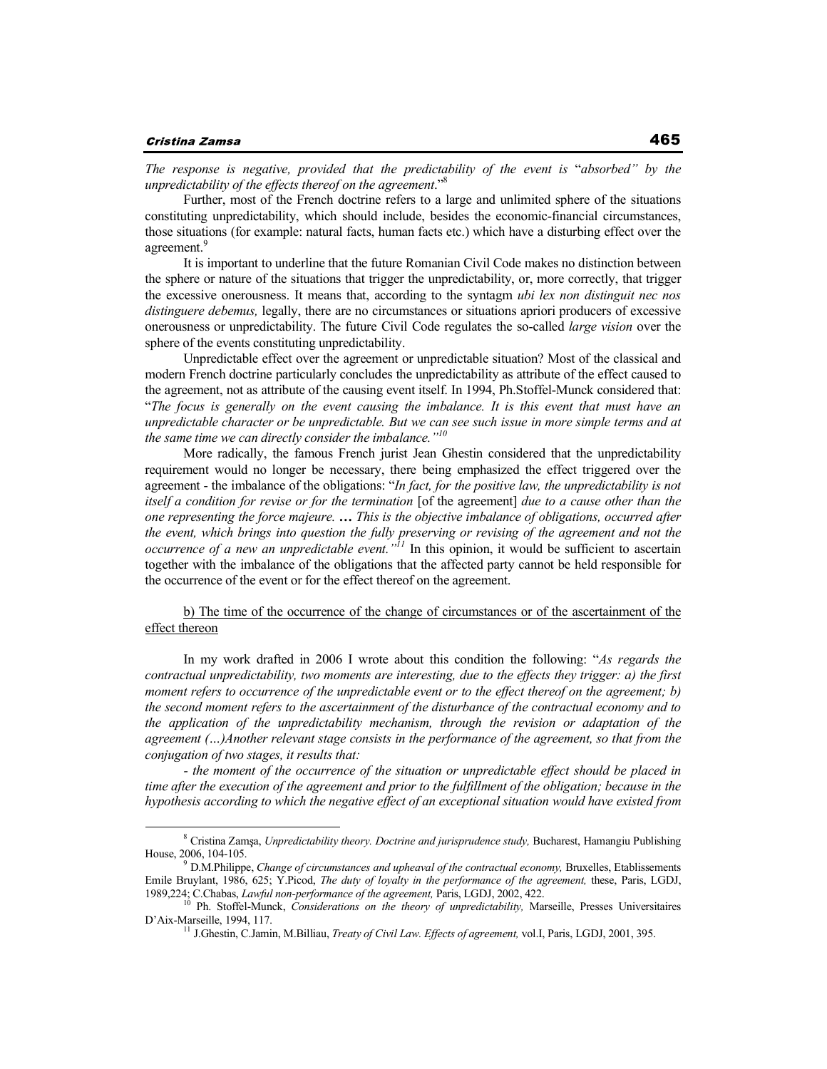*The response is negative, provided that the predictability of the event is* "*absorbed" by the unpredictability of the effects thereof on the agreement*."[8]

Further, most of the French doctrine refers to a large and unlimited sphere of the situations constituting unpredictability, which should include, besides the economic-financial circumstances, those situations (for example: natural facts, human facts etc.) which have a disturbing effect over the agreement.[9]

It is important to underline that the future Romanian Civil Code makes no distinction between the sphere or nature of the situations that trigger the unpredictability, or, more correctly, that trigger the excessive onerousness. It means that, according to the syntagm *ubi lex non distinguit nec nos distinguere debemus,* legally, there are no circumstances or situations apriori producers of excessive onerousness or unpredictability. The future Civil Code regulates the so-called *large vision* over the sphere of the events constituting unpredictability.

Unpredictable effect over the agreement or unpredictable situation? Most of the classical and modern French doctrine particularly concludes the unpredictability as attribute of the effect caused to the agreement, not as attribute of the causing event itself. In 1994, Ph.Stoffel-Munck considered that: "*The focus is generally on the event causing the imbalance. It is this event that must have an unpredictable character or be unpredictable. But we can see such issue in more simple terms and at the same time we can directly consider the imbalance."*[10]

More radically, the famous French jurist Jean Ghestin considered that the unpredictability requirement would no longer be necessary, there being emphasized the effect triggered over the agreement - the imbalance of the obligations: "*In fact, for the positive law, the unpredictability is not itself a condition for revise or for the termination* [of the agreement] *due to a cause other than the one representing the force majeure. … This is the objective imbalance of obligations, occurred after the event, which brings into question the fully preserving or revising of the agreement and not the occurrence of a new an unpredictable event."*[11] In this opinion, it would be sufficient to ascertain together with the imbalance of the obligations that the affected party cannot be held responsible for the occurrence of the event or for the effect thereof on the agreement.

<u>b) The time of the occurrence of the change of circumstances or of the ascertainment of the effect thereon</u>

In my work drafted in 2006 I wrote about this condition the following: "*As regards the contractual unpredictability, two moments are interesting, due to the effects they trigger: a) the first moment refers to occurrence of the unpredictable event or to the effect thereof on the agreement; b) the second moment refers to the ascertainment of the disturbance of the contractual economy and to the application of the unpredictability mechanism, through the revision or adaptation of the agreement (…)Another relevant stage consists in the performance of the agreement, so that from the conjugation of two stages, it results that:*

*- the moment of the occurrence of the situation or unpredictable effect should be placed in time after the execution of the agreement and prior to the fulfillment of the obligation; because in the hypothesis according to which the negative effect of an exceptional situation would have existed from*

---

[8] Cristina Zamşa, *Unpredictability theory. Doctrine and jurisprudence study,* Bucharest, Hamangiu Publishing House, 2006, 104-105.

[9] D.M.Philippe, *Change of circumstances and upheaval of the contractual economy,* Bruxelles, Etablissements Emile Bruylant, 1986, 625; Y.Picod, *The duty of loyalty in the performance of the agreement,* these, Paris, LGDJ, 1989,224; C.Chabas, *Lawful non-performance of the agreement,* Paris, LGDJ, 2002, 422.

[10] Ph. Stoffel-Munck, *Considerations on the theory of unpredictability,* Marseille, Presses Universitaires D'Aix-Marseille, 1994, 117.

[11] J.Ghestin, C.Jamin, M.Billiau, *Treaty of Civil Law. Effects of agreement,* vol.I, Paris, LGDJ, 2001, 395.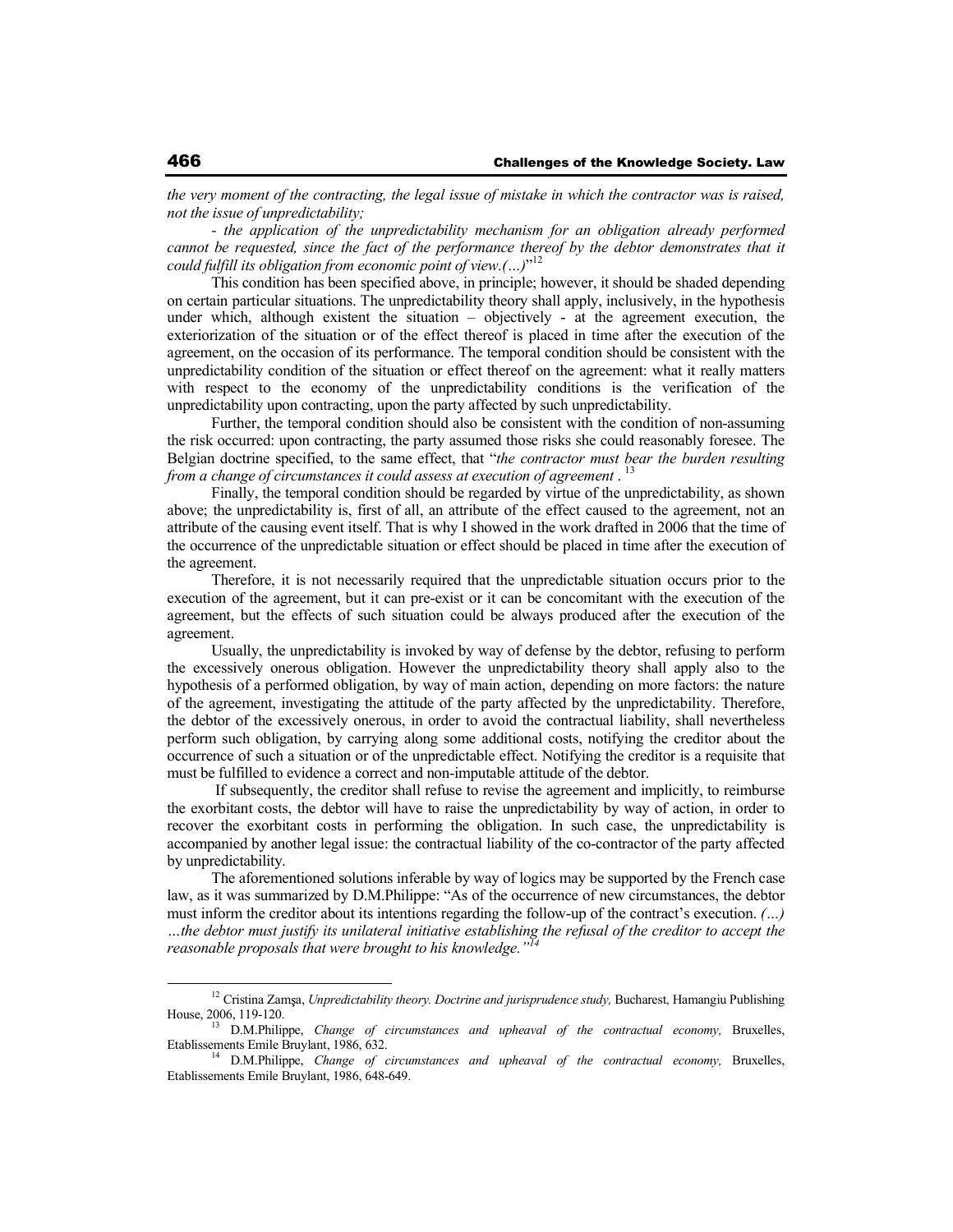*the very moment of the contracting, the legal issue of mistake in which the contractor was is raised, not the issue of unpredictability;*

*- the application of the unpredictability mechanism for an obligation already performed cannot be requested, since the fact of the performance thereof by the debtor demonstrates that it could fulfill its obligation from economic point of view.(…)*"[12]

This condition has been specified above, in principle; however, it should be shaded depending on certain particular situations. The unpredictability theory shall apply, inclusively, in the hypothesis under which, although existent the situation – objectively - at the agreement execution, the exteriorization of the situation or of the effect thereof is placed in time after the execution of the agreement, on the occasion of its performance. The temporal condition should be consistent with the unpredictability condition of the situation or effect thereof on the agreement: what it really matters with respect to the economy of the unpredictability conditions is the verification of the unpredictability upon contracting, upon the party affected by such unpredictability.

Further, the temporal condition should also be consistent with the condition of non-assuming the risk occurred: upon contracting, the party assumed those risks she could reasonably foresee. The Belgian doctrine specified, to the same effect, that "*the contractor must bear the burden resulting from a change of circumstances it could assess at execution of agreement* . [13]

Finally, the temporal condition should be regarded by virtue of the unpredictability, as shown above; the unpredictability is, first of all, an attribute of the effect caused to the agreement, not an attribute of the causing event itself. That is why I showed in the work drafted in 2006 that the time of the occurrence of the unpredictable situation or effect should be placed in time after the execution of the agreement.

Therefore, it is not necessarily required that the unpredictable situation occurs prior to the execution of the agreement, but it can pre-exist or it can be concomitant with the execution of the agreement, but the effects of such situation could be always produced after the execution of the agreement.

Usually, the unpredictability is invoked by way of defense by the debtor, refusing to perform the excessively onerous obligation. However the unpredictability theory shall apply also to the hypothesis of a performed obligation, by way of main action, depending on more factors: the nature of the agreement, investigating the attitude of the party affected by the unpredictability. Therefore, the debtor of the excessively onerous, in order to avoid the contractual liability, shall nevertheless perform such obligation, by carrying along some additional costs, notifying the creditor about the occurrence of such a situation or of the unpredictable effect. Notifying the creditor is a requisite that must be fulfilled to evidence a correct and non-imputable attitude of the debtor.

If subsequently, the creditor shall refuse to revise the agreement and implicitly, to reimburse the exorbitant costs, the debtor will have to raise the unpredictability by way of action, in order to recover the exorbitant costs in performing the obligation. In such case, the unpredictability is accompanied by another legal issue: the contractual liability of the co-contractor of the party affected by unpredictability.

The aforementioned solutions inferable by way of logics may be supported by the French case law, as it was summarized by D.M.Philippe: "As of the occurrence of new circumstances, the debtor must inform the creditor about its intentions regarding the follow-up of the contract's execution. *(…) …the debtor must justify its unilateral initiative establishing the refusal of the creditor to accept the reasonable proposals that were brought to his knowledge."*[14]

---

[12] Cristina Zamşa, *Unpredictability theory. Doctrine and jurisprudence study,* Bucharest, Hamangiu Publishing House, 2006, 119-120.

[13] D.M.Philippe, *Change of circumstances and upheaval of the contractual economy,* Bruxelles, Etablissements Emile Bruylant, 1986, 632.

[14] D.M.Philippe, *Change of circumstances and upheaval of the contractual economy,* Bruxelles, Etablissements Emile Bruylant, 1986, 648-649.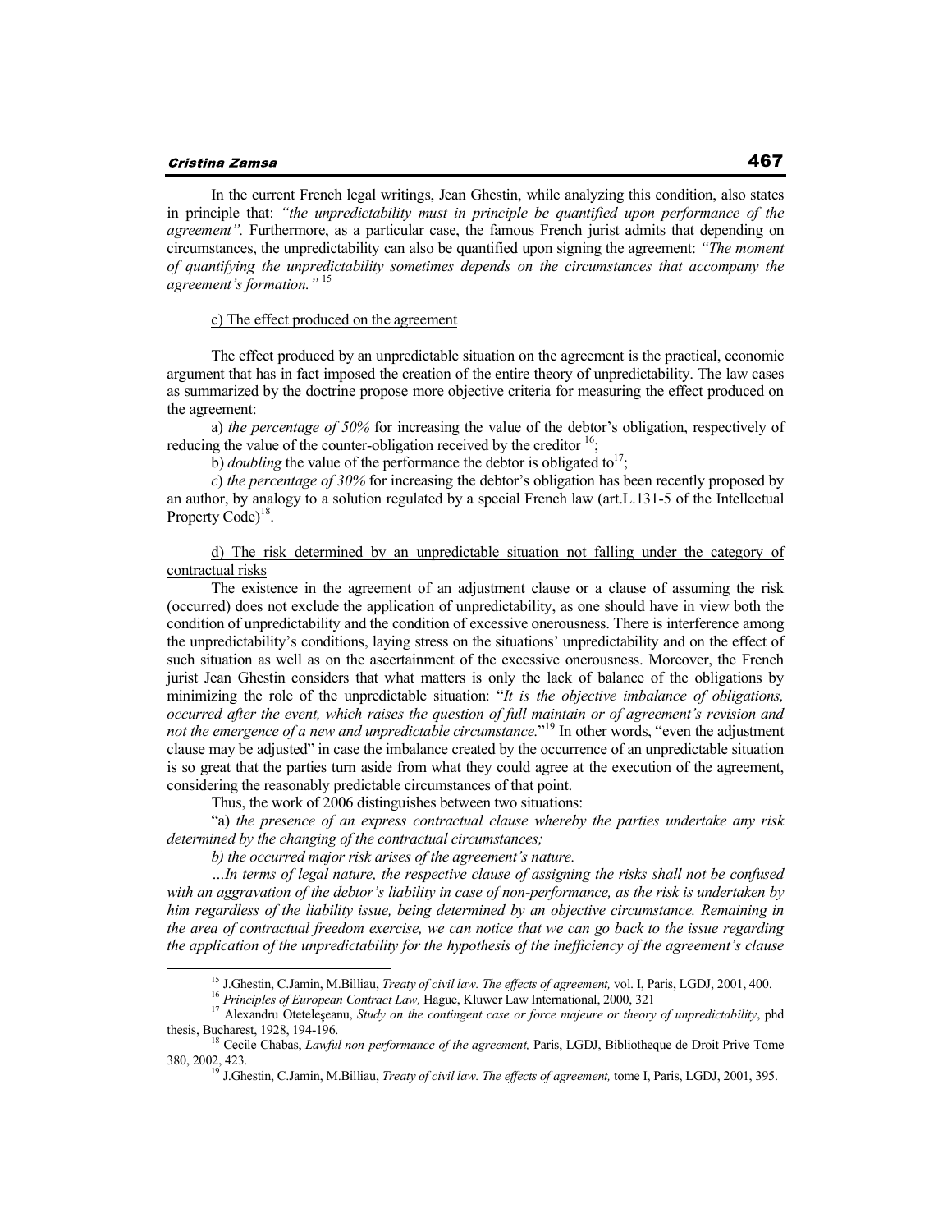In the current French legal writings, Jean Ghestin, while analyzing this condition, also states in principle that: *"the unpredictability must in principle be quantified upon performance of the agreement".* Furthermore, as a particular case, the famous French jurist admits that depending on circumstances, the unpredictability can also be quantified upon signing the agreement: *"The moment of quantifying the unpredictability sometimes depends on the circumstances that accompany the agreement's formation."* [15]

c) The effect produced on the agreement

The effect produced by an unpredictable situation on the agreement is the practical, economic argument that has in fact imposed the creation of the entire theory of unpredictability. The law cases as summarized by the doctrine propose more objective criteria for measuring the effect produced on the agreement:

a) *the percentage of 50%* for increasing the value of the debtor's obligation, respectively of reducing the value of the counter-obligation received by the creditor [16];

b) *doubling* the value of the performance the debtor is obligated to[17];

*c*) *the percentage of 30%* for increasing the debtor's obligation has been recently proposed by an author, by analogy to a solution regulated by a special French law (art.L.131-5 of the Intellectual Property Code)[18].

d) The risk determined by an unpredictable situation not falling under the category of contractual risks

The existence in the agreement of an adjustment clause or a clause of assuming the risk (occurred) does not exclude the application of unpredictability, as one should have in view both the condition of unpredictability and the condition of excessive onerousness. There is interference among the unpredictability's conditions, laying stress on the situations' unpredictability and on the effect of such situation as well as on the ascertainment of the excessive onerousness. Moreover, the French jurist Jean Ghestin considers that what matters is only the lack of balance of the obligations by minimizing the role of the unpredictable situation: "*It is the objective imbalance of obligations, occurred after the event, which raises the question of full maintain or of agreement's revision and not the emergence of a new and unpredictable circumstance.*"[19] In other words, "even the adjustment clause may be adjusted" in case the imbalance created by the occurrence of an unpredictable situation is so great that the parties turn aside from what they could agree at the execution of the agreement, considering the reasonably predictable circumstances of that point.

Thus, the work of 2006 distinguishes between two situations:

"a) *the presence of an express contractual clause whereby the parties undertake any risk determined by the changing of the contractual circumstances;*

*b) the occurred major risk arises of the agreement's nature.*

*…In terms of legal nature, the respective clause of assigning the risks shall not be confused with an aggravation of the debtor's liability in case of non-performance, as the risk is undertaken by him regardless of the liability issue, being determined by an objective circumstance. Remaining in the area of contractual freedom exercise, we can notice that we can go back to the issue regarding the application of the unpredictability for the hypothesis of the inefficiency of the agreement's clause*

---

[15] J.Ghestin, C.Jamin, M.Billiau, *Treaty of civil law. The effects of agreement,* vol. I, Paris, LGDJ, 2001, 400.

[16] *Principles of European Contract Law,* Hague, Kluwer Law International, 2000, 321

[17] Alexandru Oteteleşeanu, *Study on the contingent case or force majeure or theory of unpredictability*, phd thesis, Bucharest, 1928, 194-196.

[18] Cecile Chabas, *Lawful non-performance of the agreement,* Paris, LGDJ, Bibliotheque de Droit Prive Tome 380, 2002, 423.

[19] J.Ghestin, C.Jamin, M.Billiau, *Treaty of civil law. The effects of agreement,* tome I, Paris, LGDJ, 2001, 395.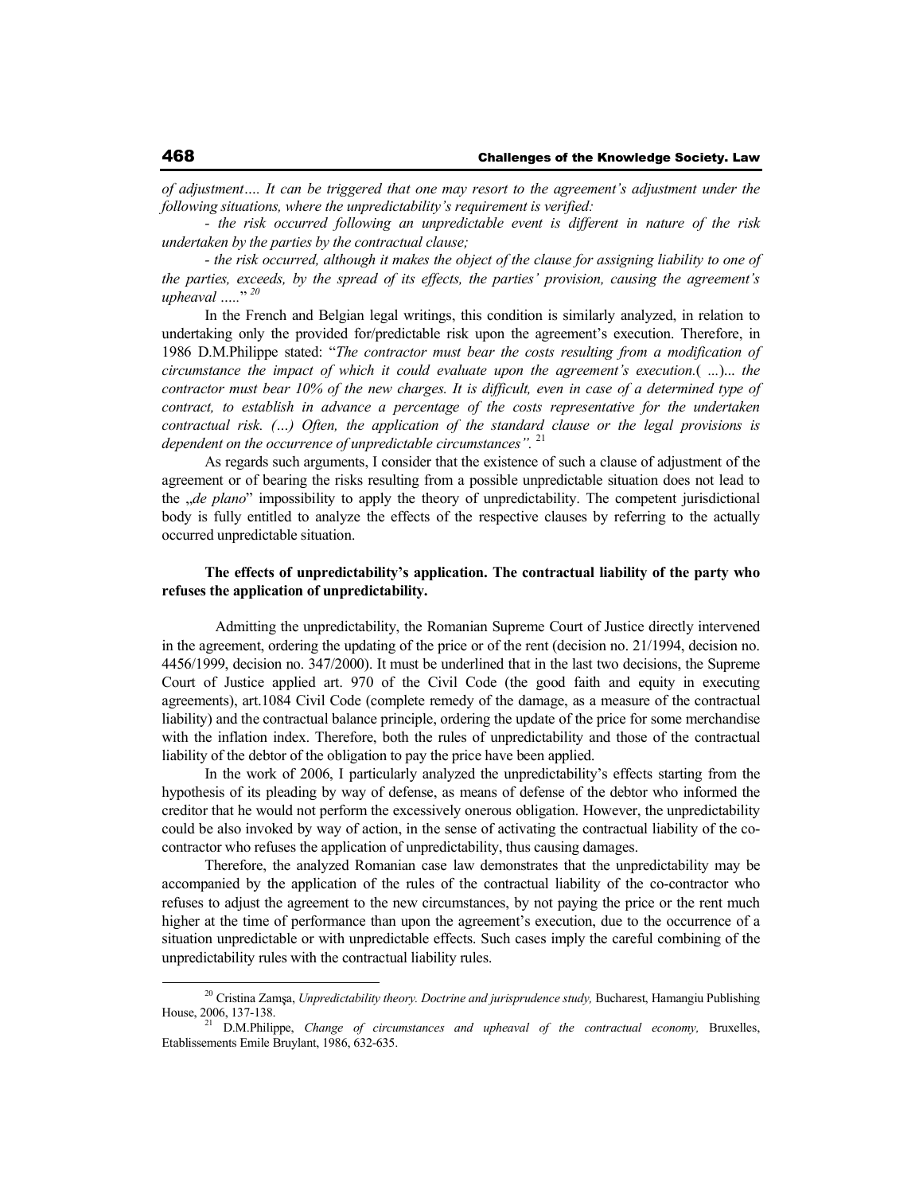*of adjustment…. It can be triggered that one may resort to the agreement's adjustment under the following situations, where the unpredictability's requirement is verified:*

*- the risk occurred following an unpredictable event is different in nature of the risk undertaken by the parties by the contractual clause;*

*- the risk occurred, although it makes the object of the clause for assigning liability to one of the parties, exceeds, by the spread of its effects, the parties' provision, causing the agreement's upheaval …..*"[20]

In the French and Belgian legal writings, this condition is similarly analyzed, in relation to undertaking only the provided for/predictable risk upon the agreement's execution. Therefore, in 1986 D.M.Philippe stated: "*The contractor must bear the costs resulting from a modification of circumstance the impact of which it could evaluate upon the agreement's execution.*( …)*... the contractor must bear 10% of the new charges. It is difficult, even in case of a determined type of contract, to establish in advance a percentage of the costs representative for the undertaken contractual risk. (…) Often, the application of the standard clause or the legal provisions is dependent on the occurrence of unpredictable circumstances".* [21]

As regards such arguments, I consider that the existence of such a clause of adjustment of the agreement or of bearing the risks resulting from a possible unpredictable situation does not lead to the „*de plano*" impossibility to apply the theory of unpredictability. The competent jurisdictional body is fully entitled to analyze the effects of the respective clauses by referring to the actually occurred unpredictable situation.

**The effects of unpredictability's application. The contractual liability of the party who refuses the application of unpredictability.**

Admitting the unpredictability, the Romanian Supreme Court of Justice directly intervened in the agreement, ordering the updating of the price or of the rent (decision no. 21/1994, decision no. 4456/1999, decision no. 347/2000). It must be underlined that in the last two decisions, the Supreme Court of Justice applied art. 970 of the Civil Code (the good faith and equity in executing agreements), art.1084 Civil Code (complete remedy of the damage, as a measure of the contractual liability) and the contractual balance principle, ordering the update of the price for some merchandise with the inflation index. Therefore, both the rules of unpredictability and those of the contractual liability of the debtor of the obligation to pay the price have been applied.

In the work of 2006, I particularly analyzed the unpredictability's effects starting from the hypothesis of its pleading by way of defense, as means of defense of the debtor who informed the creditor that he would not perform the excessively onerous obligation. However, the unpredictability could be also invoked by way of action, in the sense of activating the contractual liability of the co-contractor who refuses the application of unpredictability, thus causing damages.

Therefore, the analyzed Romanian case law demonstrates that the unpredictability may be accompanied by the application of the rules of the contractual liability of the co-contractor who refuses to adjust the agreement to the new circumstances, by not paying the price or the rent much higher at the time of performance than upon the agreement's execution, due to the occurrence of a situation unpredictable or with unpredictable effects. Such cases imply the careful combining of the unpredictability rules with the contractual liability rules.

---

[20] Cristina Zamşa, *Unpredictability theory. Doctrine and jurisprudence study,* Bucharest, Hamangiu Publishing House, 2006, 137-138.

[21] D.M.Philippe, *Change of circumstances and upheaval of the contractual economy,* Bruxelles, Etablissements Emile Bruylant, 1986, 632-635.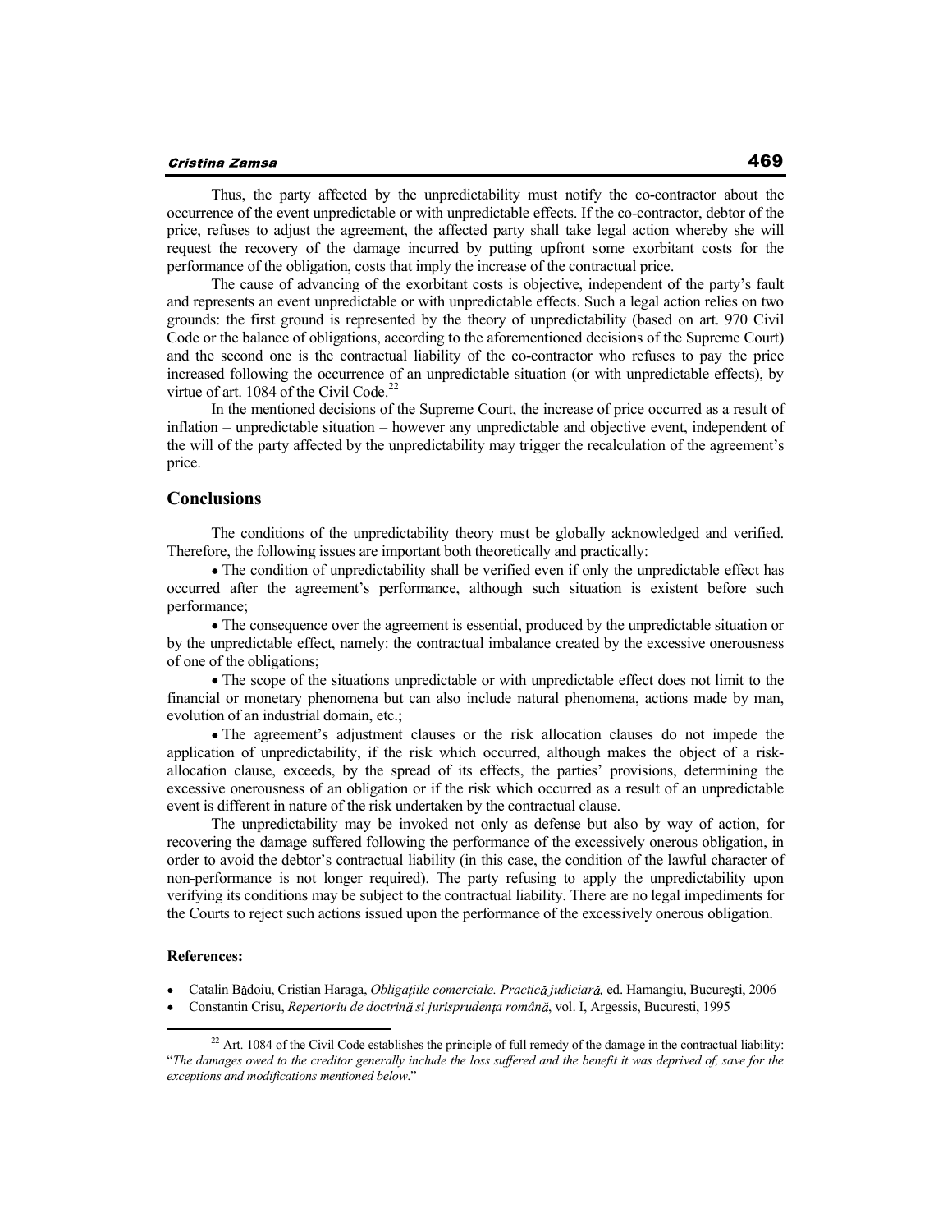Thus, the party affected by the unpredictability must notify the co-contractor about the occurrence of the event unpredictable or with unpredictable effects. If the co-contractor, debtor of the price, refuses to adjust the agreement, the affected party shall take legal action whereby she will request the recovery of the damage incurred by putting upfront some exorbitant costs for the performance of the obligation, costs that imply the increase of the contractual price.

The cause of advancing of the exorbitant costs is objective, independent of the party's fault and represents an event unpredictable or with unpredictable effects. Such a legal action relies on two grounds: the first ground is represented by the theory of unpredictability (based on art. 970 Civil Code or the balance of obligations, according to the aforementioned decisions of the Supreme Court) and the second one is the contractual liability of the co-contractor who refuses to pay the price increased following the occurrence of an unpredictable situation (or with unpredictable effects), by virtue of art. 1084 of the Civil Code.[22]

In the mentioned decisions of the Supreme Court, the increase of price occurred as a result of inflation – unpredictable situation – however any unpredictable and objective event, independent of the will of the party affected by the unpredictability may trigger the recalculation of the agreement's price.

## Conclusions

The conditions of the unpredictability theory must be globally acknowledged and verified. Therefore, the following issues are important both theoretically and practically:

- The condition of unpredictability shall be verified even if only the unpredictable effect has occurred after the agreement's performance, although such situation is existent before such performance;
- The consequence over the agreement is essential, produced by the unpredictable situation or by the unpredictable effect, namely: the contractual imbalance created by the excessive onerousness of one of the obligations;
- The scope of the situations unpredictable or with unpredictable effect does not limit to the financial or monetary phenomena but can also include natural phenomena, actions made by man, evolution of an industrial domain, etc.;
- The agreement's adjustment clauses or the risk allocation clauses do not impede the application of unpredictability, if the risk which occurred, although makes the object of a risk-allocation clause, exceeds, by the spread of its effects, the parties' provisions, determining the excessive onerousness of an obligation or if the risk which occurred as a result of an unpredictable event is different in nature of the risk undertaken by the contractual clause.

The unpredictability may be invoked not only as defense but also by way of action, for recovering the damage suffered following the performance of the excessively onerous obligation, in order to avoid the debtor's contractual liability (in this case, the condition of the lawful character of non-performance is not longer required). The party refusing to apply the unpredictability upon verifying its conditions may be subject to the contractual liability. There are no legal impediments for the Courts to reject such actions issued upon the performance of the excessively onerous obligation.

**References:**

- Catalin Bădoiu, Cristian Haraga, *Obligațiile comerciale. Practică judiciară,* ed. Hamangiu, Bucureşti, 2006
- Constantin Crisu, *Repertoriu de doctrină si jurisprudența română*, vol. I, Argessis, Bucuresti, 1995

---

[22] Art. 1084 of the Civil Code establishes the principle of full remedy of the damage in the contractual liability: "*The damages owed to the creditor generally include the loss suffered and the benefit it was deprived of, save for the exceptions and modifications mentioned below.*"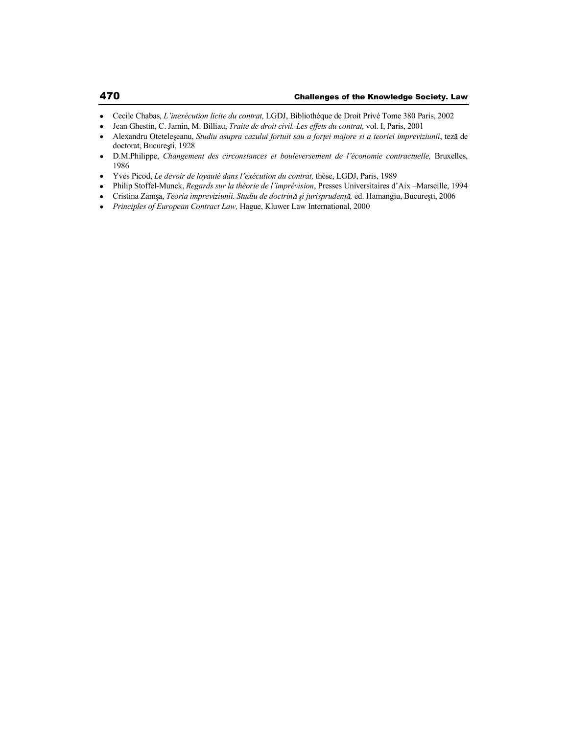- Cecile Chabas, *L'inexécution licite du contrat,* LGDJ, Bibliothèque de Droit Privé Tome 380 Paris, 2002
- Jean Ghestin, C. Jamin, M. Billiau, *Traite de droit civil. Les effets du contrat,* vol. I, Paris, 2001
- Alexandru Oteteleşeanu, *Studiu asupra cazului fortuit sau a forţei majore si a teoriei impreviziunii*, teză de doctorat, Bucureşti, 1928
- D.M.Philippe, *Changement des circonstances et bouleversement de l'économie contractuelle,* Bruxelles, 1986
- Yves Picod, *Le devoir de loyauté dans l'exécution du contrat,* thèse, LGDJ, Paris, 1989
- Philip Stoffel-Munck, *Regards sur la théorie de l'imprévision*, Presses Universitaires d'Aix –Marseille, 1994
- Cristina Zamşa, *Teoria impreviziunii. Studiu de doctrină şi jurisprudenţă,* ed. Hamangiu, Bucureşti, 2006
- *Principles of European Contract Law,* Hague, Kluwer Law International, 2000